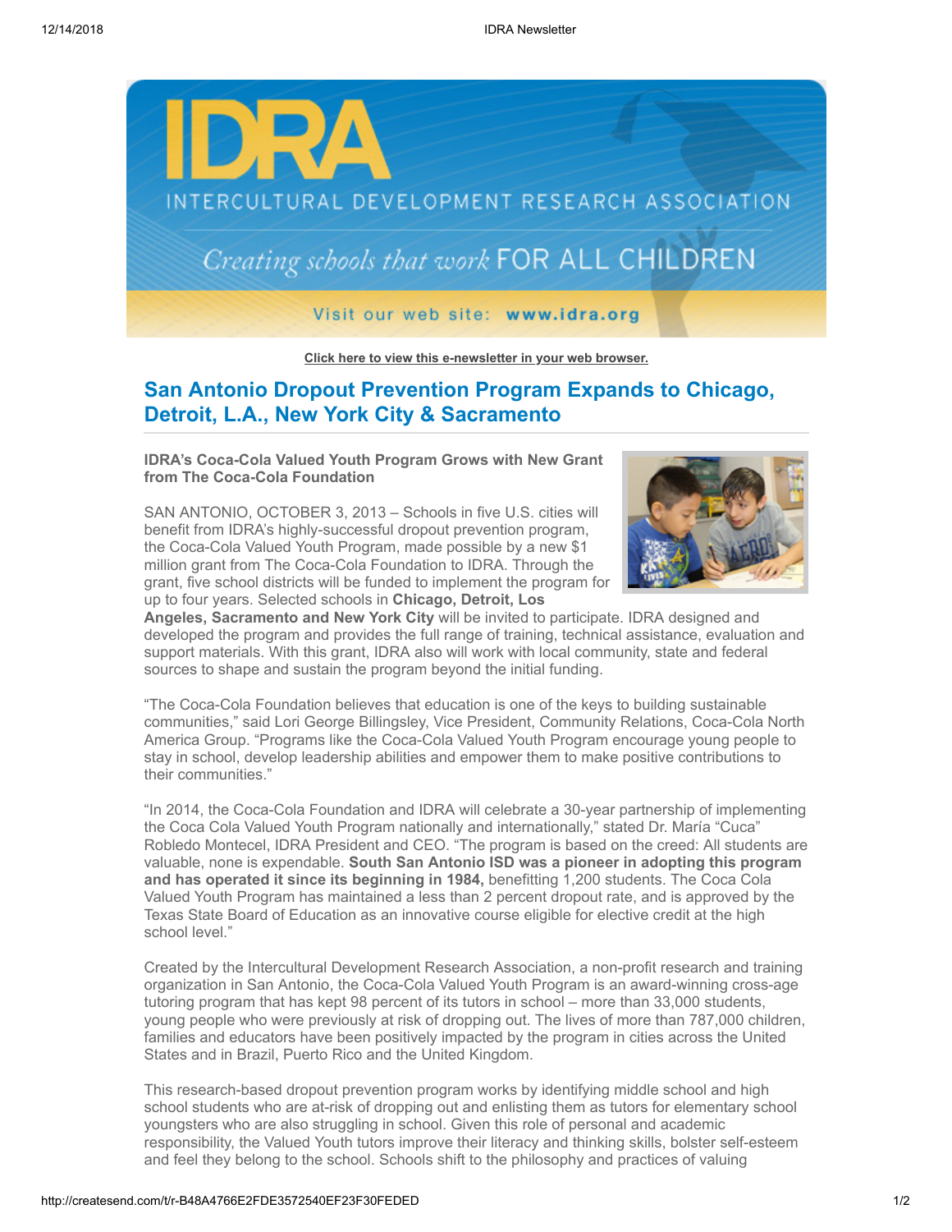# IDRA

INTERCULTURAL DEVELOPMENT RESEARCH ASSOCIATION

*Creating schools that work* FOR ALL CHILDREN

Visit our web site: **www.idra.org**

**Click here to view this e-newsletter in your web browser.**

## San Antonio Dropout Prevention Program Expands to Chicago, Detroit, L.A., New York City & Sacramento

**IDRA's Coca-Cola Valued Youth Program Grows with New Grant from The Coca-Cola Foundation**

SAN ANTONIO, OCTOBER 3, 2013 – Schools in five U.S. cities will benefit from IDRA's highly-successful dropout prevention program, the Coca-Cola Valued Youth Program, made possible by a new $1 million grant from The Coca-Cola Foundation to IDRA. Through the grant, five school districts will be funded to implement the program for up to four years. Selected schools in **Chicago, Detroit, Los Angeles, Sacramento and New York City** will be invited to participate. IDRA designed and developed the program and provides the full range of training, technical assistance, evaluation and support materials. With this grant, IDRA also will work with local community, state and federal sources to shape and sustain the program beyond the initial funding.

"The Coca-Cola Foundation believes that education is one of the keys to building sustainable communities," said Lori George Billingsley, Vice President, Community Relations, Coca-Cola North America Group. "Programs like the Coca-Cola Valued Youth Program encourage young people to stay in school, develop leadership abilities and empower them to make positive contributions to their communities."

"In 2014, the Coca-Cola Foundation and IDRA will celebrate a 30-year partnership of implementing the Coca Cola Valued Youth Program nationally and internationally," stated Dr. María "Cuca" Robledo Montecel, IDRA President and CEO. "The program is based on the creed: All students are valuable, none is expendable. **South San Antonio ISD was a pioneer in adopting this program and has operated it since its beginning in 1984,** benefitting 1,200 students. The Coca Cola Valued Youth Program has maintained a less than 2 percent dropout rate, and is approved by the Texas State Board of Education as an innovative course eligible for elective credit at the high school level."

Created by the Intercultural Development Research Association, a non-profit research and training organization in San Antonio, the Coca-Cola Valued Youth Program is an award-winning cross-age tutoring program that has kept 98 percent of its tutors in school – more than 33,000 students, young people who were previously at risk of dropping out. The lives of more than 787,000 children, families and educators have been positively impacted by the program in cities across the United States and in Brazil, Puerto Rico and the United Kingdom.

This research-based dropout prevention program works by identifying middle school and high school students who are at-risk of dropping out and enlisting them as tutors for elementary school youngsters who are also struggling in school. Given this role of personal and academic responsibility, the Valued Youth tutors improve their literacy and thinking skills, bolster self-esteem and feel they belong to the school. Schools shift to the philosophy and practices of valuing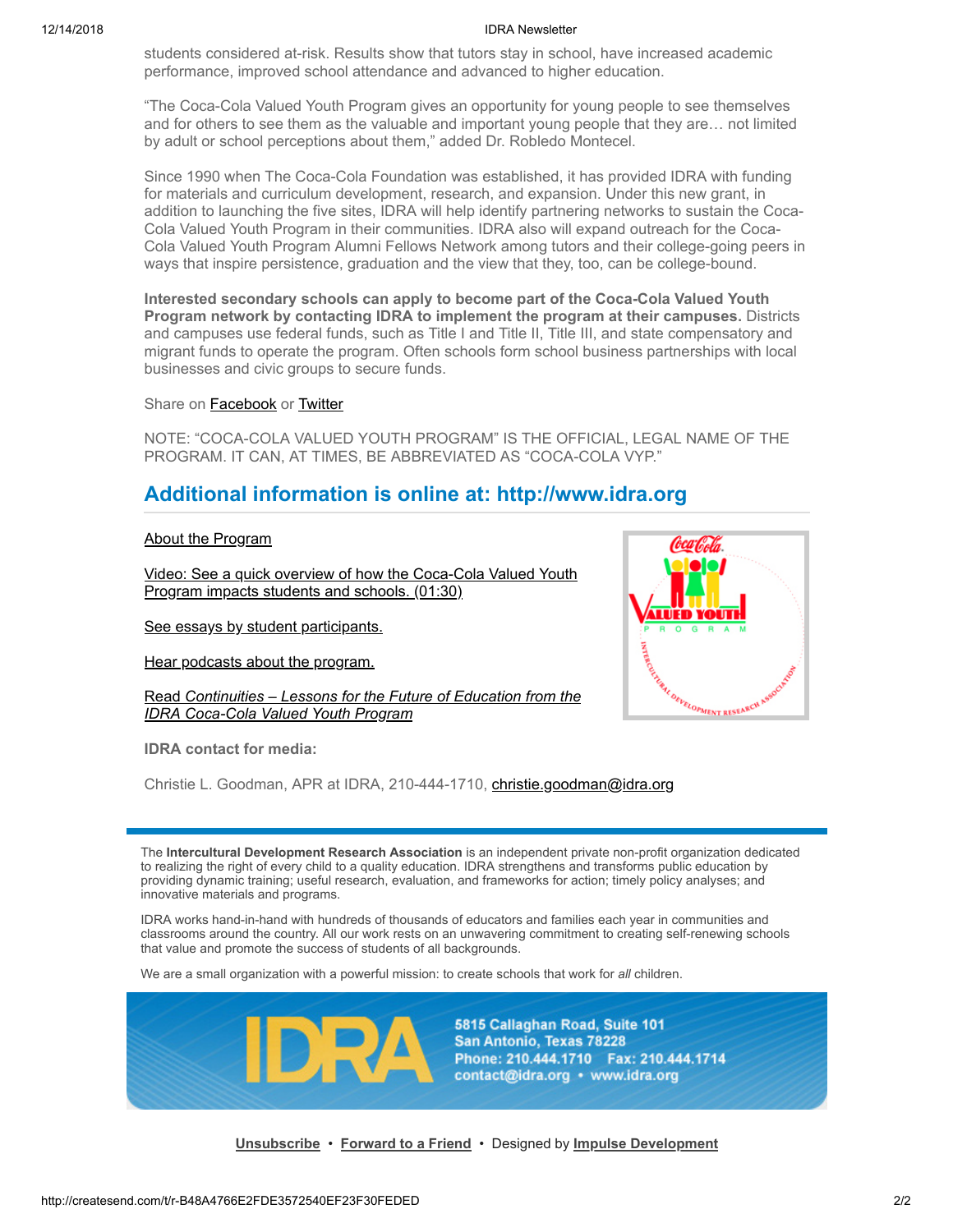students considered at-risk. Results show that tutors stay in school, have increased academic performance, improved school attendance and advanced to higher education.

"The Coca-Cola Valued Youth Program gives an opportunity for young people to see themselves and for others to see them as the valuable and important young people that they are… not limited by adult or school perceptions about them," added Dr. Robledo Montecel.

Since 1990 when The Coca-Cola Foundation was established, it has provided IDRA with funding for materials and curriculum development, research, and expansion. Under this new grant, in addition to launching the five sites, IDRA will help identify partnering networks to sustain the Coca-Cola Valued Youth Program in their communities. IDRA also will expand outreach for the Coca-Cola Valued Youth Program Alumni Fellows Network among tutors and their college-going peers in ways that inspire persistence, graduation and the view that they, too, can be college-bound.

**Interested secondary schools can apply to become part of the Coca-Cola Valued Youth Program network by contacting IDRA to implement the program at their campuses.** Districts and campuses use federal funds, such as Title I and Title II, Title III, and state compensatory and migrant funds to operate the program. Often schools form school business partnerships with local businesses and civic groups to secure funds.

Share on Facebook or Twitter

NOTE: "COCA-COLA VALUED YOUTH PROGRAM" IS THE OFFICIAL, LEGAL NAME OF THE PROGRAM. IT CAN, AT TIMES, BE ABBREVIATED AS "COCA-COLA VYP."

## Additional information is online at: http://www.idra.org

About the Program

Video: See a quick overview of how the Coca-Cola Valued Youth Program impacts students and schools. (01:30)

See essays by student participants.

Hear podcasts about the program.

Read *Continuities – Lessons for the Future of Education from the IDRA Coca-Cola Valued Youth Program*

**IDRA contact for media:**

Christie L. Goodman, APR at IDRA, 210-444-1710, christie.goodman@idra.org

The **Intercultural Development Research Association** is an independent private non-profit organization dedicated to realizing the right of every child to a quality education. IDRA strengthens and transforms public education by providing dynamic training; useful research, evaluation, and frameworks for action; timely policy analyses; and innovative materials and programs.

IDRA works hand-in-hand with hundreds of thousands of educators and families each year in communities and classrooms around the country. All our work rests on an unwavering commitment to creating self-renewing schools that value and promote the success of students of all backgrounds.

We are a small organization with a powerful mission: to create schools that work for *all* children.

IDRA
5815 Callaghan Road, Suite 101
San Antonio, Texas 78228
Phone: 210.444.1710 Fax: 210.444.1714
contact@idra.org • www.idra.org

**Unsubscribe** • **Forward to a Friend** • Designed by **Impulse Development**